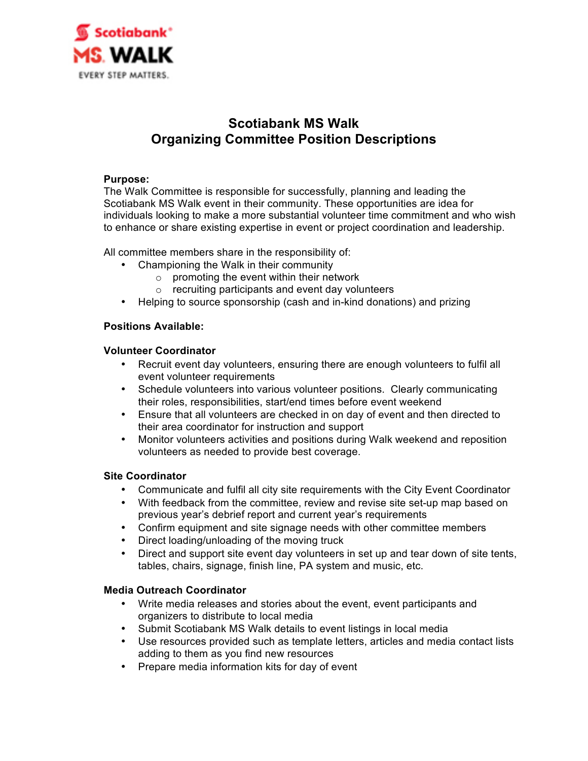# Scotiabank MS Walk
# Organizing Committee Position Descriptions

**Purpose:**
The Walk Committee is responsible for successfully, planning and leading the Scotiabank MS Walk event in their community. These opportunities are idea for individuals looking to make a more substantial volunteer time commitment and who wish to enhance or share existing expertise in event or project coordination and leadership.

All committee members share in the responsibility of:

- Championing the Walk in their community
  - promoting the event within their network
  - recruiting participants and event day volunteers
- Helping to source sponsorship (cash and in-kind donations) and prizing

**Positions Available:**

**Volunteer Coordinator**

- Recruit event day volunteers, ensuring there are enough volunteers to fulfil all event volunteer requirements
- Schedule volunteers into various volunteer positions. Clearly communicating their roles, responsibilities, start/end times before event weekend
- Ensure that all volunteers are checked in on day of event and then directed to their area coordinator for instruction and support
- Monitor volunteers activities and positions during Walk weekend and reposition volunteers as needed to provide best coverage.

**Site Coordinator**

- Communicate and fulfil all city site requirements with the City Event Coordinator
- With feedback from the committee, review and revise site set-up map based on previous year's debrief report and current year's requirements
- Confirm equipment and site signage needs with other committee members
- Direct loading/unloading of the moving truck
- Direct and support site event day volunteers in set up and tear down of site tents, tables, chairs, signage, finish line, PA system and music, etc.

**Media Outreach Coordinator**

- Write media releases and stories about the event, event participants and organizers to distribute to local media
- Submit Scotiabank MS Walk details to event listings in local media
- Use resources provided such as template letters, articles and media contact lists adding to them as you find new resources
- Prepare media information kits for day of event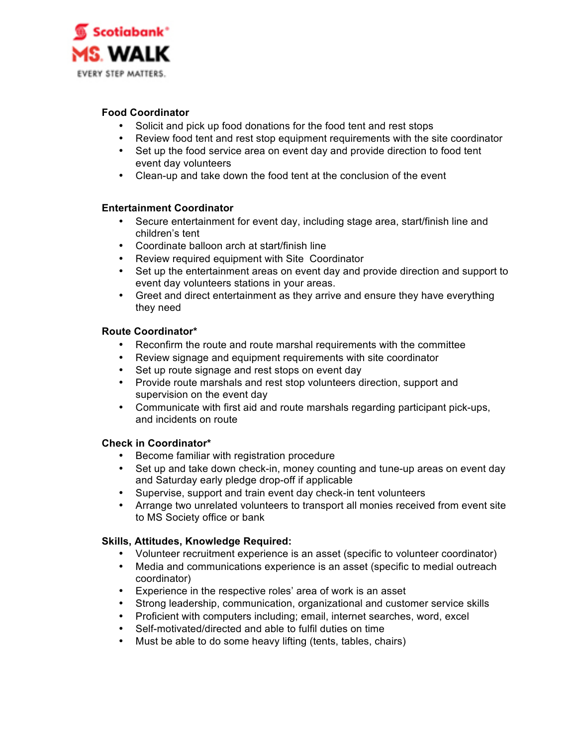**Food Coordinator**

- Solicit and pick up food donations for the food tent and rest stops
- Review food tent and rest stop equipment requirements with the site coordinator
- Set up the food service area on event day and provide direction to food tent event day volunteers
- Clean-up and take down the food tent at the conclusion of the event

**Entertainment Coordinator**

- Secure entertainment for event day, including stage area, start/finish line and children's tent
- Coordinate balloon arch at start/finish line
- Review required equipment with Site Coordinator
- Set up the entertainment areas on event day and provide direction and support to event day volunteers stations in your areas.
- Greet and direct entertainment as they arrive and ensure they have everything they need

**Route Coordinator***

- Reconfirm the route and route marshal requirements with the committee
- Review signage and equipment requirements with site coordinator
- Set up route signage and rest stops on event day
- Provide route marshals and rest stop volunteers direction, support and supervision on the event day
- Communicate with first aid and route marshals regarding participant pick-ups, and incidents on route

**Check in Coordinator***

- Become familiar with registration procedure
- Set up and take down check-in, money counting and tune-up areas on event day and Saturday early pledge drop-off if applicable
- Supervise, support and train event day check-in tent volunteers
- Arrange two unrelated volunteers to transport all monies received from event site to MS Society office or bank

**Skills, Attitudes, Knowledge Required:**

- Volunteer recruitment experience is an asset (specific to volunteer coordinator)
- Media and communications experience is an asset (specific to medial outreach coordinator)
- Experience in the respective roles' area of work is an asset
- Strong leadership, communication, organizational and customer service skills
- Proficient with computers including; email, internet searches, word, excel
- Self-motivated/directed and able to fulfil duties on time
- Must be able to do some heavy lifting (tents, tables, chairs)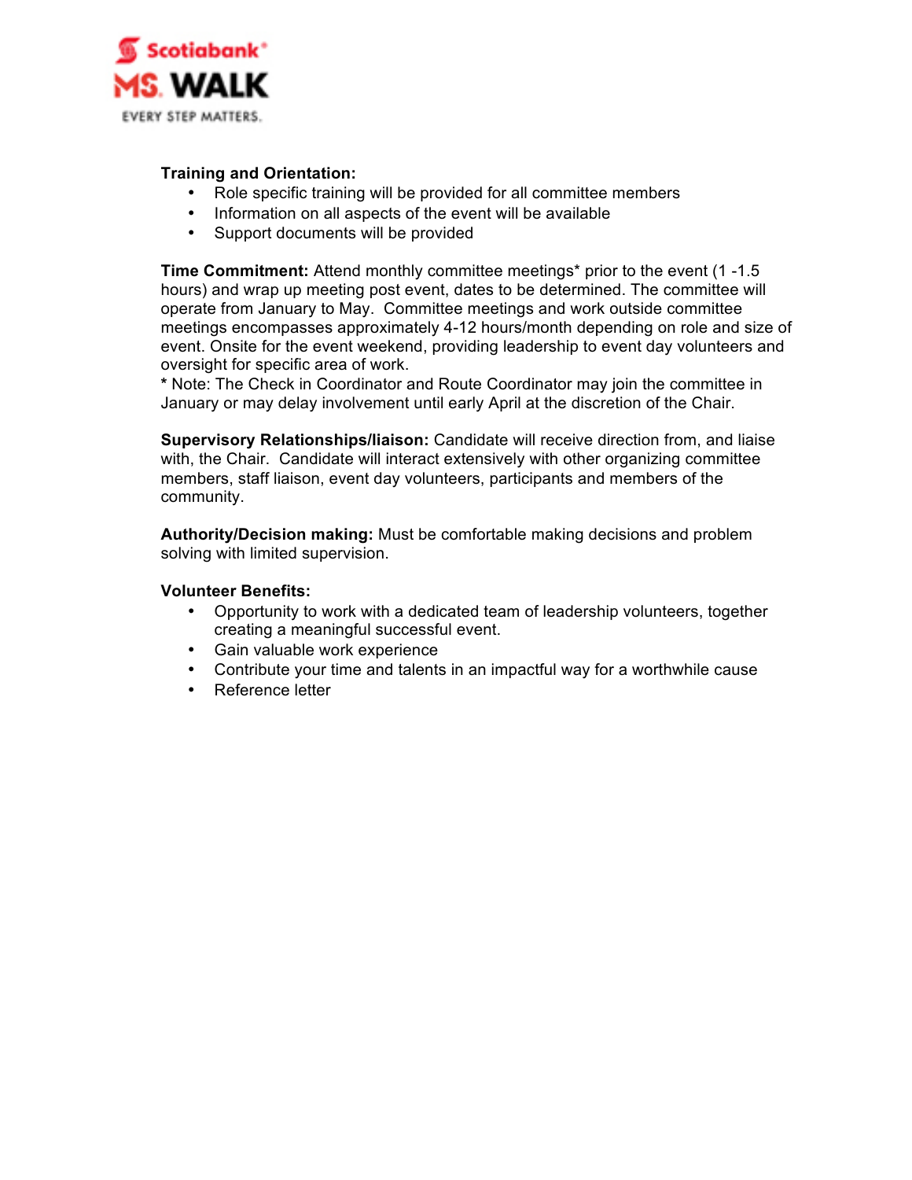**Training and Orientation:**

- Role specific training will be provided for all committee members
- Information on all aspects of the event will be available
- Support documents will be provided

**Time Commitment:** Attend monthly committee meetings* prior to the event (1 -1.5 hours) and wrap up meeting post event, dates to be determined. The committee will operate from January to May. Committee meetings and work outside committee meetings encompasses approximately 4-12 hours/month depending on role and size of event. Onsite for the event weekend, providing leadership to event day volunteers and oversight for specific area of work.

**\*** Note: The Check in Coordinator and Route Coordinator may join the committee in January or may delay involvement until early April at the discretion of the Chair.

**Supervisory Relationships/liaison:** Candidate will receive direction from, and liaise with, the Chair. Candidate will interact extensively with other organizing committee members, staff liaison, event day volunteers, participants and members of the community.

**Authority/Decision making:** Must be comfortable making decisions and problem solving with limited supervision.

**Volunteer Benefits:**

- Opportunity to work with a dedicated team of leadership volunteers, together creating a meaningful successful event.
- Gain valuable work experience
- Contribute your time and talents in an impactful way for a worthwhile cause
- Reference letter